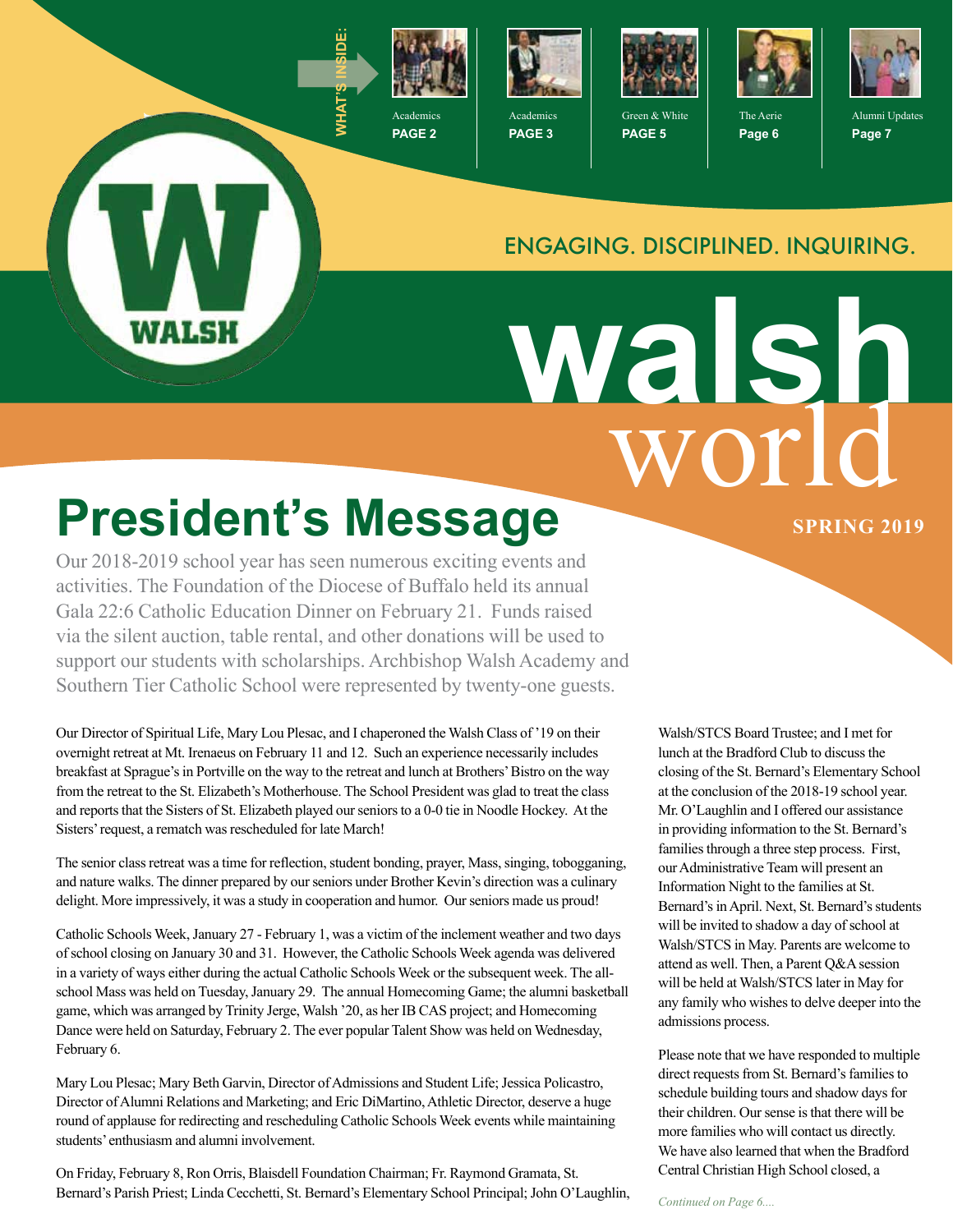WHAT'S INSIDE:

Academics **PAGE 2** | Academics **PAGE 3** | Green & White **PAGE 5** | The Aerie **Page 6** | Alumni Updates **Page 7**

ENGAGING. DISCIPLINED. INQUIRING.

# walsh world

**SPRING 2019**

# President's Message

Our 2018-2019 school year has seen numerous exciting events and activities. The Foundation of the Diocese of Buffalo held its annual Gala 22:6 Catholic Education Dinner on February 21. Funds raised via the silent auction, table rental, and other donations will be used to support our students with scholarships. Archbishop Walsh Academy and Southern Tier Catholic School were represented by twenty-one guests.

Our Director of Spiritual Life, Mary Lou Plesac, and I chaperoned the Walsh Class of '19 on their overnight retreat at Mt. Irenaeus on February 11 and 12. Such an experience necessarily includes breakfast at Sprague's in Portville on the way to the retreat and lunch at Brothers' Bistro on the way from the retreat to the St. Elizabeth's Motherhouse. The School President was glad to treat the class and reports that the Sisters of St. Elizabeth played our seniors to a 0-0 tie in Noodle Hockey. At the Sisters' request, a rematch was rescheduled for late March!

The senior class retreat was a time for reflection, student bonding, prayer, Mass, singing, tobogganing, and nature walks. The dinner prepared by our seniors under Brother Kevin's direction was a culinary delight. More impressively, it was a study in cooperation and humor. Our seniors made us proud!

Catholic Schools Week, January 27 - February 1, was a victim of the inclement weather and two days of school closing on January 30 and 31. However, the Catholic Schools Week agenda was delivered in a variety of ways either during the actual Catholic Schools Week or the subsequent week. The all-school Mass was held on Tuesday, January 29. The annual Homecoming Game; the alumni basketball game, which was arranged by Trinity Jerge, Walsh '20, as her IB CAS project; and Homecoming Dance were held on Saturday, February 2. The ever popular Talent Show was held on Wednesday, February 6.

Mary Lou Plesac; Mary Beth Garvin, Director of Admissions and Student Life; Jessica Policastro, Director of Alumni Relations and Marketing; and Eric DiMartino, Athletic Director, deserve a huge round of applause for redirecting and rescheduling Catholic Schools Week events while maintaining students' enthusiasm and alumni involvement.

On Friday, February 8, Ron Orris, Blaisdell Foundation Chairman; Fr. Raymond Gramata, St. Bernard's Parish Priest; Linda Cecchetti, St. Bernard's Elementary School Principal; John O'Laughlin, Walsh/STCS Board Trustee; and I met for lunch at the Bradford Club to discuss the closing of the St. Bernard's Elementary School at the conclusion of the 2018-19 school year. Mr. O'Laughlin and I offered our assistance in providing information to the St. Bernard's families through a three step process. First, our Administrative Team will present an Information Night to the families at St. Bernard's in April. Next, St. Bernard's students will be invited to shadow a day of school at Walsh/STCS in May. Parents are welcome to attend as well. Then, a Parent Q&A session will be held at Walsh/STCS later in May for any family who wishes to delve deeper into the admissions process.

Please note that we have responded to multiple direct requests from St. Bernard's families to schedule building tours and shadow days for their children. Our sense is that there will be more families who will contact us directly. We have also learned that when the Bradford Central Christian High School closed, a

*Continued on Page 6....*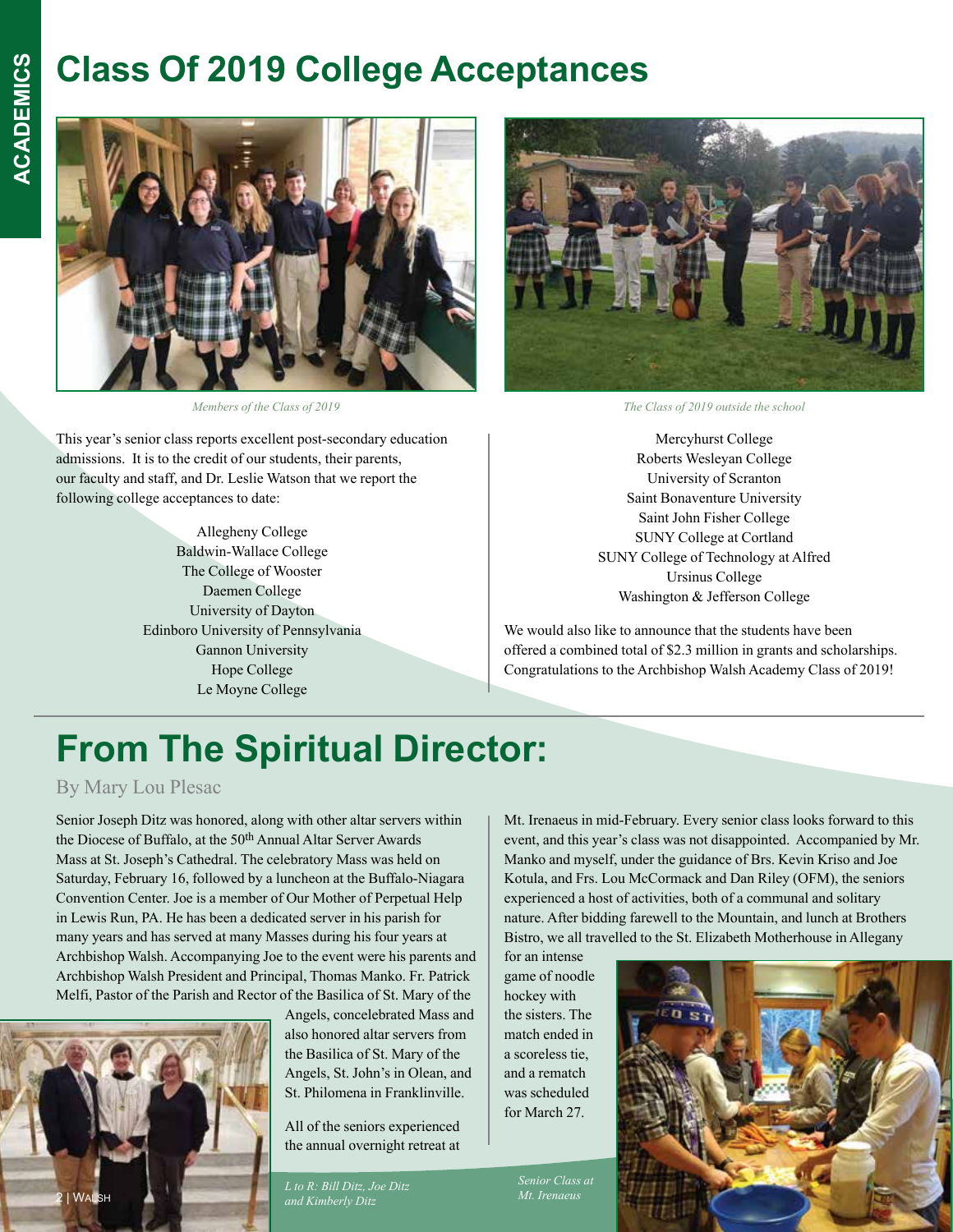# Class Of 2019 College Acceptances

*Members of the Class of 2019*

*The Class of 2019 outside the school*

This year's senior class reports excellent post-secondary education admissions. It is to the credit of our students, their parents, our faculty and staff, and Dr. Leslie Watson that we report the following college acceptances to date:

Allegheny College
Baldwin-Wallace College
The College of Wooster
Daemen College
University of Dayton
Edinboro University of Pennsylvania
Gannon University
Hope College
Le Moyne College
Mercyhurst College
Roberts Wesleyan College
University of Scranton
Saint Bonaventure University
Saint John Fisher College
SUNY College at Cortland
SUNY College of Technology at Alfred
Ursinus College
Washington & Jefferson College

We would also like to announce that the students have been offered a combined total of $2.3 million in grants and scholarships. Congratulations to the Archbishop Walsh Academy Class of 2019!

# From The Spiritual Director:

By Mary Lou Plesac

Senior Joseph Ditz was honored, along with other altar servers within the Diocese of Buffalo, at the 50th Annual Altar Server Awards Mass at St. Joseph's Cathedral. The celebratory Mass was held on Saturday, February 16, followed by a luncheon at the Buffalo-Niagara Convention Center. Joe is a member of Our Mother of Perpetual Help in Lewis Run, PA. He has been a dedicated server in his parish for many years and has served at many Masses during his four years at Archbishop Walsh. Accompanying Joe to the event were his parents and Archbishop Walsh President and Principal, Thomas Manko. Fr. Patrick Melfi, Pastor of the Parish and Rector of the Basilica of St. Mary of the Angels, concelebrated Mass and also honored altar servers from the Basilica of St. Mary of the Angels, St. John's in Olean, and St. Philomena in Franklinville.

All of the seniors experienced the annual overnight retreat at Mt. Irenaeus in mid-February. Every senior class looks forward to this event, and this year's class was not disappointed. Accompanied by Mr. Manko and myself, under the guidance of Brs. Kevin Kriso and Joe Kotula, and Frs. Lou McCormack and Dan Riley (OFM), the seniors experienced a host of activities, both of a communal and solitary nature. After bidding farewell to the Mountain, and lunch at Brothers Bistro, we all travelled to the St. Elizabeth Motherhouse in Allegany for an intense game of noodle hockey with the sisters. The match ended in a scoreless tie, and a rematch was scheduled for March 27.

*L to R: Bill Ditz, Joe Ditz and Kimberly Ditz*

*Senior Class at Mt. Irenaeus*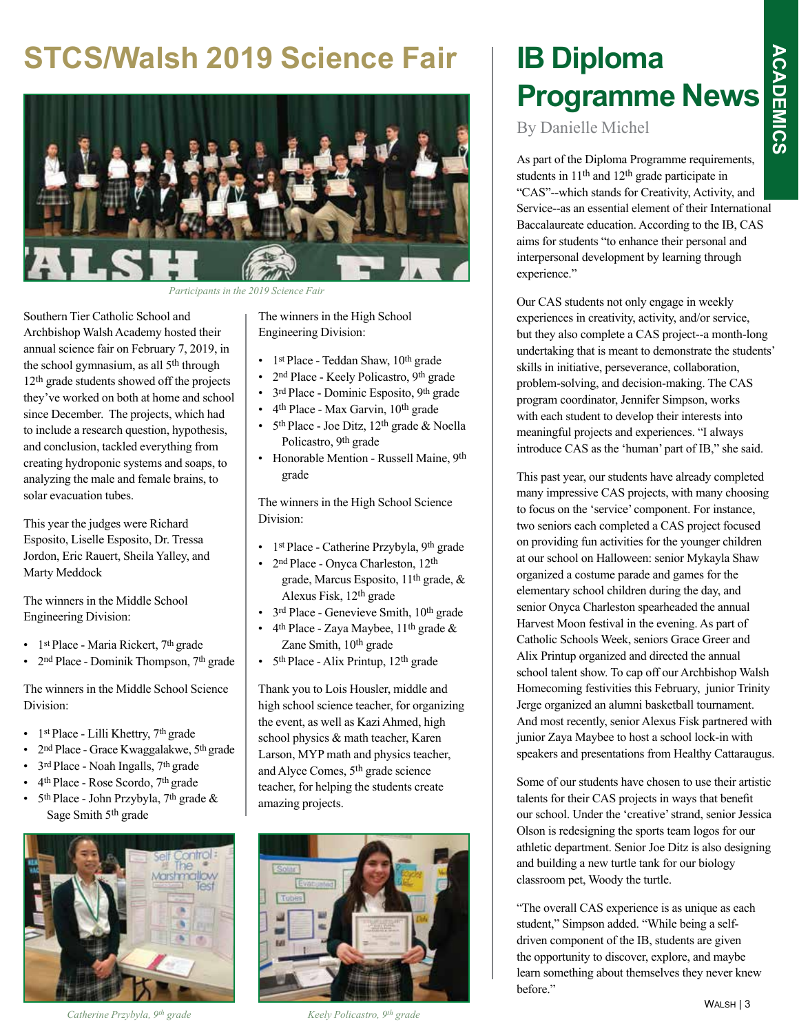# STCS/Walsh 2019 Science Fair

*Participants in the 2019 Science Fair*

Southern Tier Catholic School and Archbishop Walsh Academy hosted their annual science fair on February 7, 2019, in the school gymnasium, as all 5th through 12th grade students showed off the projects they've worked on both at home and school since December. The projects, which had to include a research question, hypothesis, and conclusion, tackled everything from creating hydroponic systems and soaps, to analyzing the male and female brains, to solar evacuation tubes.

This year the judges were Richard Esposito, Liselle Esposito, Dr. Tressa Jordon, Eric Rauert, Sheila Yalley, and Marty Meddock

The winners in the Middle School Engineering Division:

- 1st Place - Maria Rickert, 7th grade
- 2nd Place - Dominik Thompson, 7th grade

The winners in the Middle School Science Division:

- 1st Place - Lilli Khettry, 7th grade
- 2nd Place - Grace Kwaggalakwe, 5th grade
- 3rd Place - Noah Ingalls, 7th grade
- 4th Place - Rose Scordo, 7th grade
- 5th Place - John Przybyla, 7th grade & Sage Smith 5th grade

The winners in the High School Engineering Division:

- 1st Place - Teddan Shaw, 10th grade
- 2nd Place - Keely Policastro, 9th grade
- 3rd Place - Dominic Esposito, 9th grade
- 4th Place - Max Garvin, 10th grade
- 5th Place - Joe Ditz, 12th grade & Noella Policastro, 9th grade
- Honorable Mention - Russell Maine, 9th grade

The winners in the High School Science Division:

- 1st Place - Catherine Przybyla, 9th grade
- 2nd Place - Onyca Charleston, 12th grade, Marcus Esposito, 11th grade, & Alexus Fisk, 12th grade
- 3rd Place - Genevieve Smith, 10th grade
- 4th Place - Zaya Maybee, 11th grade & Zane Smith, 10th grade
- 5th Place - Alix Printup, 12th grade

Thank you to Lois Housler, middle and high school science teacher, for organizing the event, as well as Kazi Ahmed, high school physics & math teacher, Karen Larson, MYP math and physics teacher, and Alyce Comes, 5th grade science teacher, for helping the students create amazing projects.

*Catherine Przybyla, 9th grade*

*Keely Policastro, 9th grade*

# IB Diploma Programme News

By Danielle Michel

As part of the Diploma Programme requirements, students in 11th and 12th grade participate in "CAS"--which stands for Creativity, Activity, and Service--as an essential element of their International Baccalaureate education. According to the IB, CAS aims for students "to enhance their personal and interpersonal development by learning through experience."

Our CAS students not only engage in weekly experiences in creativity, activity, and/or service, but they also complete a CAS project--a month-long undertaking that is meant to demonstrate the students' skills in initiative, perseverance, collaboration, problem-solving, and decision-making. The CAS program coordinator, Jennifer Simpson, works with each student to develop their interests into meaningful projects and experiences. "I always introduce CAS as the 'human' part of IB," she said.

This past year, our students have already completed many impressive CAS projects, with many choosing to focus on the 'service' component. For instance, two seniors each completed a CAS project focused on providing fun activities for the younger children at our school on Halloween: senior Mykayla Shaw organized a costume parade and games for the elementary school children during the day, and senior Onyca Charleston spearheaded the annual Harvest Moon festival in the evening. As part of Catholic Schools Week, seniors Grace Greer and Alix Printup organized and directed the annual school talent show. To cap off our Archbishop Walsh Homecoming festivities this February, junior Trinity Jerge organized an alumni basketball tournament. And most recently, senior Alexus Fisk partnered with junior Zaya Maybee to host a school lock-in with speakers and presentations from Healthy Cattaraugus.

Some of our students have chosen to use their artistic talents for their CAS projects in ways that benefit our school. Under the 'creative' strand, senior Jessica Olson is redesigning the sports team logos for our athletic department. Senior Joe Ditz is also designing and building a new turtle tank for our biology classroom pet, Woody the turtle.

"The overall CAS experience is as unique as each student," Simpson added. "While being a self-driven component of the IB, students are given the opportunity to discover, explore, and maybe learn something about themselves they never knew before."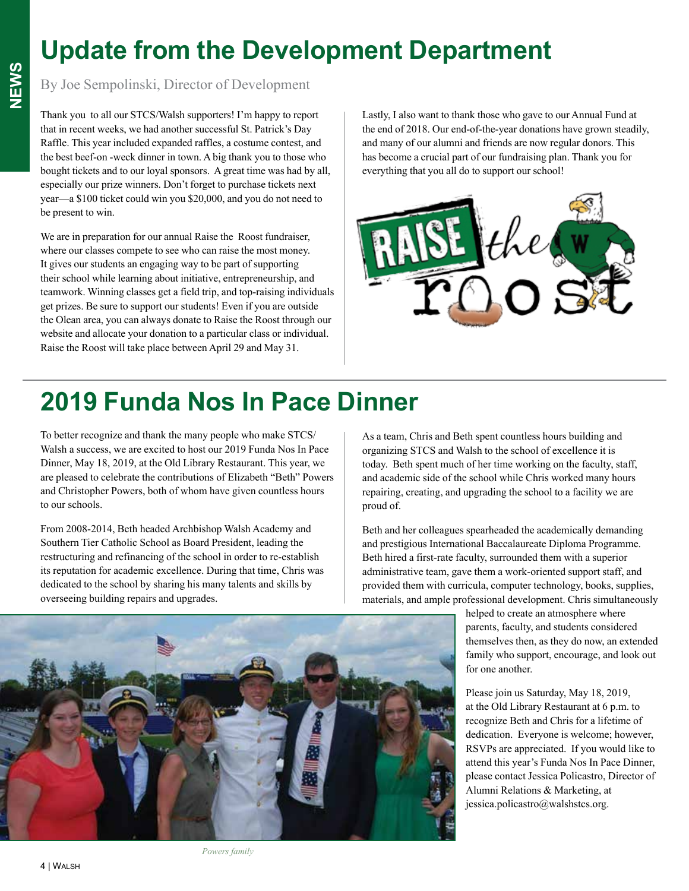# Update from the Development Department

By Joe Sempolinski, Director of Development

Thank you to all our STCS/Walsh supporters! I'm happy to report that in recent weeks, we had another successful St. Patrick's Day Raffle. This year included expanded raffles, a costume contest, and the best beef-on -weck dinner in town. A big thank you to those who bought tickets and to our loyal sponsors. A great time was had by all, especially our prize winners. Don't forget to purchase tickets next year—a $100 ticket could win you $20,000, and you do not need to be present to win.

We are in preparation for our annual Raise the Roost fundraiser, where our classes compete to see who can raise the most money. It gives our students an engaging way to be part of supporting their school while learning about initiative, entrepreneurship, and teamwork. Winning classes get a field trip, and top-raising individuals get prizes. Be sure to support our students! Even if you are outside the Olean area, you can always donate to Raise the Roost through our website and allocate your donation to a particular class or individual. Raise the Roost will take place between April 29 and May 31.

Lastly, I also want to thank those who gave to our Annual Fund at the end of 2018. Our end-of-the-year donations have grown steadily, and many of our alumni and friends are now regular donors. This has become a crucial part of our fundraising plan. Thank you for everything that you all do to support our school!

# 2019 Funda Nos In Pace Dinner

To better recognize and thank the many people who make STCS/Walsh a success, we are excited to host our 2019 Funda Nos In Pace Dinner, May 18, 2019, at the Old Library Restaurant. This year, we are pleased to celebrate the contributions of Elizabeth "Beth" Powers and Christopher Powers, both of whom have given countless hours to our schools.

From 2008-2014, Beth headed Archbishop Walsh Academy and Southern Tier Catholic School as Board President, leading the restructuring and refinancing of the school in order to re-establish its reputation for academic excellence. During that time, Chris was dedicated to the school by sharing his many talents and skills by overseeing building repairs and upgrades.

As a team, Chris and Beth spent countless hours building and organizing STCS and Walsh to the school of excellence it is today. Beth spent much of her time working on the faculty, staff, and academic side of the school while Chris worked many hours repairing, creating, and upgrading the school to a facility we are proud of.

Beth and her colleagues spearheaded the academically demanding and prestigious International Baccalaureate Diploma Programme. Beth hired a first-rate faculty, surrounded them with a superior administrative team, gave them a work-oriented support staff, and provided them with curricula, computer technology, books, supplies, materials, and ample professional development. Chris simultaneously helped to create an atmosphere where parents, faculty, and students considered themselves then, as they do now, an extended family who support, encourage, and look out for one another.

Please join us Saturday, May 18, 2019, at the Old Library Restaurant at 6 p.m. to recognize Beth and Chris for a lifetime of dedication. Everyone is welcome; however, RSVPs are appreciated. If you would like to attend this year's Funda Nos In Pace Dinner, please contact Jessica Policastro, Director of Alumni Relations & Marketing, at jessica.policastro@walshstcs.org.

*Powers family*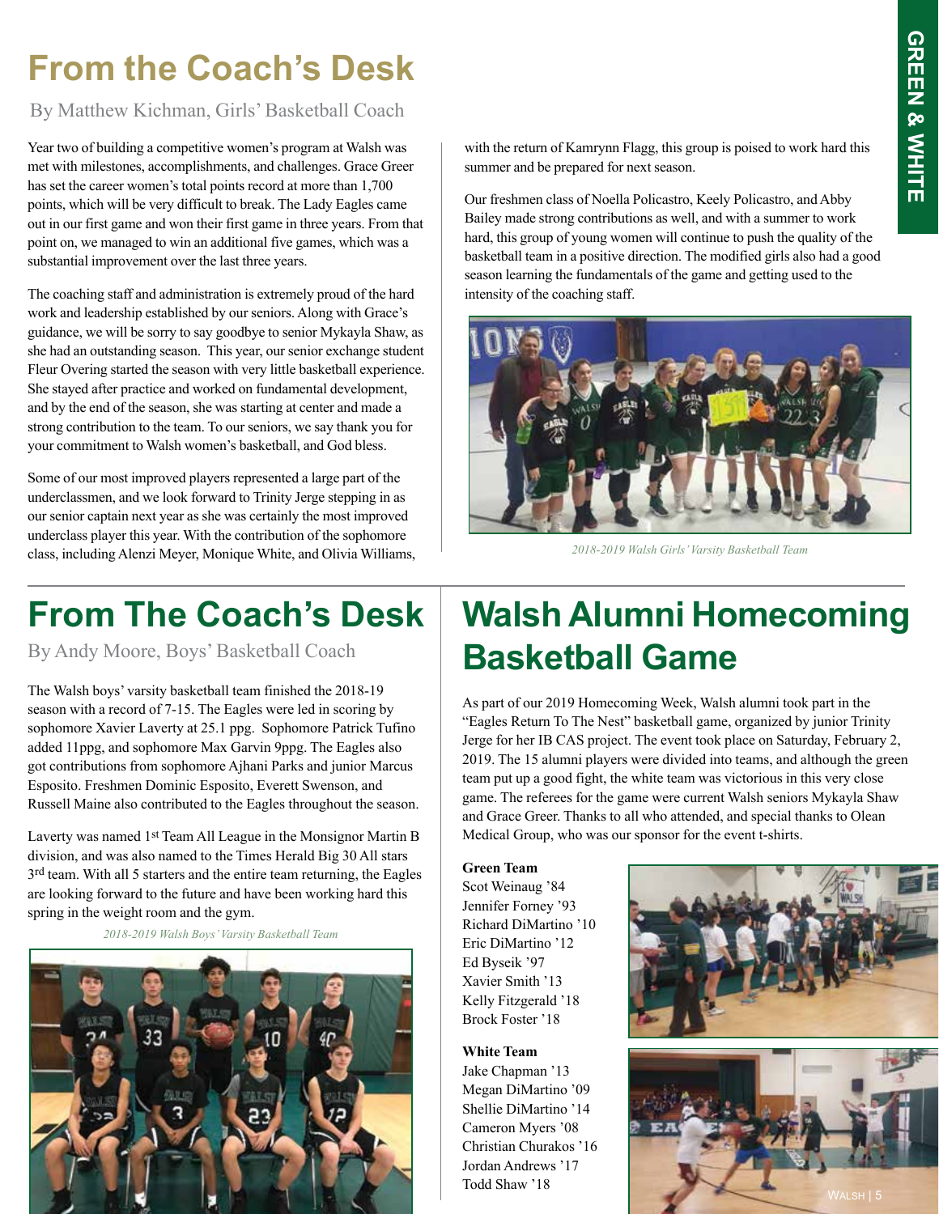# From the Coach's Desk

By Matthew Kichman, Girls' Basketball Coach

Year two of building a competitive women's program at Walsh was met with milestones, accomplishments, and challenges. Grace Greer has set the career women's total points record at more than 1,700 points, which will be very difficult to break. The Lady Eagles came out in our first game and won their first game in three years. From that point on, we managed to win an additional five games, which was a substantial improvement over the last three years.

The coaching staff and administration is extremely proud of the hard work and leadership established by our seniors. Along with Grace's guidance, we will be sorry to say goodbye to senior Mykayla Shaw, as she had an outstanding season. This year, our senior exchange student Fleur Overing started the season with very little basketball experience. She stayed after practice and worked on fundamental development, and by the end of the season, she was starting at center and made a strong contribution to the team. To our seniors, we say thank you for your commitment to Walsh women's basketball, and God bless.

Some of our most improved players represented a large part of the underclassmen, and we look forward to Trinity Jerge stepping in as our senior captain next year as she was certainly the most improved underclass player this year. With the contribution of the sophomore class, including Alenzi Meyer, Monique White, and Olivia Williams, with the return of Kamrynn Flagg, this group is poised to work hard this summer and be prepared for next season.

Our freshmen class of Noella Policastro, Keely Policastro, and Abby Bailey made strong contributions as well, and with a summer to work hard, this group of young women will continue to push the quality of the basketball team in a positive direction. The modified girls also had a good season learning the fundamentals of the game and getting used to the intensity of the coaching staff.

*2018-2019 Walsh Girls' Varsity Basketball Team*

# From The Coach's Desk

By Andy Moore, Boys' Basketball Coach

The Walsh boys' varsity basketball team finished the 2018-19 season with a record of 7-15. The Eagles were led in scoring by sophomore Xavier Laverty at 25.1 ppg. Sophomore Patrick Tufino added 11ppg, and sophomore Max Garvin 9ppg. The Eagles also got contributions from sophomore Ajhani Parks and junior Marcus Esposito. Freshmen Dominic Esposito, Everett Swenson, and Russell Maine also contributed to the Eagles throughout the season.

Laverty was named 1st Team All League in the Monsignor Martin B division, and was also named to the Times Herald Big 30 All stars 3rd team. With all 5 starters and the entire team returning, the Eagles are looking forward to the future and have been working hard this spring in the weight room and the gym.

*2018-2019 Walsh Boys' Varsity Basketball Team*

# Walsh Alumni Homecoming Basketball Game

As part of our 2019 Homecoming Week, Walsh alumni took part in the "Eagles Return To The Nest" basketball game, organized by junior Trinity Jerge for her IB CAS project. The event took place on Saturday, February 2, 2019. The 15 alumni players were divided into teams, and although the green team put up a good fight, the white team was victorious in this very close game. The referees for the game were current Walsh seniors Mykayla Shaw and Grace Greer. Thanks to all who attended, and special thanks to Olean Medical Group, who was our sponsor for the event t-shirts.

**Green Team**

Scot Weinaug '84
Jennifer Forney '93
Richard DiMartino '10
Eric DiMartino '12
Ed Byseik '97
Xavier Smith '13
Kelly Fitzgerald '18
Brock Foster '18

**White Team**

Jake Chapman '13
Megan DiMartino '09
Shellie DiMartino '14
Cameron Myers '08
Christian Churakos '16
Jordan Andrews '17
Todd Shaw '18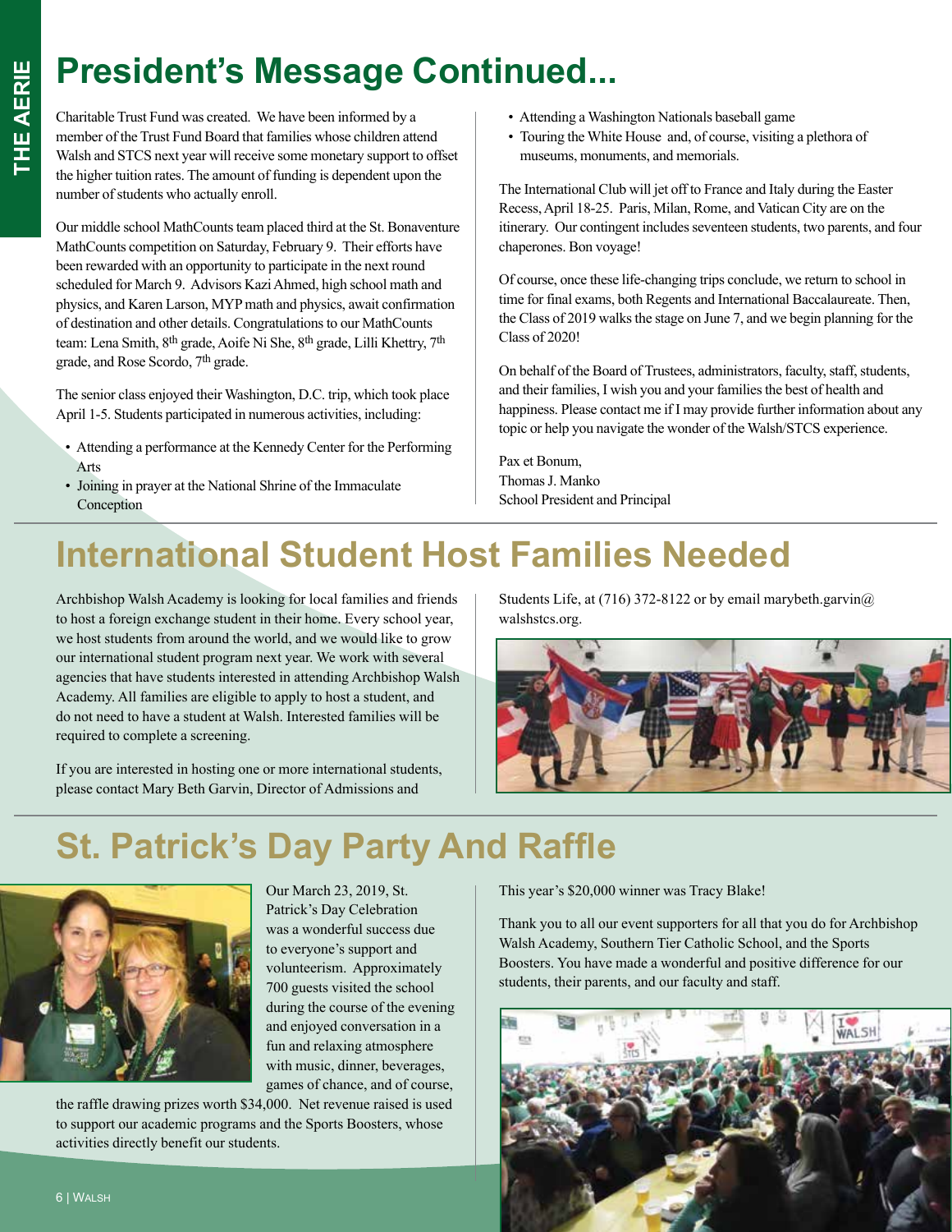# President's Message Continued...

Charitable Trust Fund was created. We have been informed by a member of the Trust Fund Board that families whose children attend Walsh and STCS next year will receive some monetary support to offset the higher tuition rates. The amount of funding is dependent upon the number of students who actually enroll.

Our middle school MathCounts team placed third at the St. Bonaventure MathCounts competition on Saturday, February 9. Their efforts have been rewarded with an opportunity to participate in the next round scheduled for March 9. Advisors Kazi Ahmed, high school math and physics, and Karen Larson, MYP math and physics, await confirmation of destination and other details. Congratulations to our MathCounts team: Lena Smith, 8th grade, Aoife Ni She, 8th grade, Lilli Khettry, 7th grade, and Rose Scordo, 7th grade.

The senior class enjoyed their Washington, D.C. trip, which took place April 1-5. Students participated in numerous activities, including:

- Attending a performance at the Kennedy Center for the Performing Arts
- Joining in prayer at the National Shrine of the Immaculate Conception
- Attending a Washington Nationals baseball game
- Touring the White House and, of course, visiting a plethora of museums, monuments, and memorials.

The International Club will jet off to France and Italy during the Easter Recess, April 18-25. Paris, Milan, Rome, and Vatican City are on the itinerary. Our contingent includes seventeen students, two parents, and four chaperones. Bon voyage!

Of course, once these life-changing trips conclude, we return to school in time for final exams, both Regents and International Baccalaureate. Then, the Class of 2019 walks the stage on June 7, and we begin planning for the Class of 2020!

On behalf of the Board of Trustees, administrators, faculty, staff, students, and their families, I wish you and your families the best of health and happiness. Please contact me if I may provide further information about any topic or help you navigate the wonder of the Walsh/STCS experience.

Pax et Bonum,
Thomas J. Manko
School President and Principal

# International Student Host Families Needed

Archbishop Walsh Academy is looking for local families and friends to host a foreign exchange student in their home. Every school year, we host students from around the world, and we would like to grow our international student program next year. We work with several agencies that have students interested in attending Archbishop Walsh Academy. All families are eligible to apply to host a student, and do not need to have a student at Walsh. Interested families will be required to complete a screening.

If you are interested in hosting one or more international students, please contact Mary Beth Garvin, Director of Admissions and Students Life, at (716) 372-8122 or by email marybeth.garvin@walshstcs.org.

# St. Patrick's Day Party And Raffle

Our March 23, 2019, St. Patrick's Day Celebration was a wonderful success due to everyone's support and volunteerism. Approximately 700 guests visited the school during the course of the evening and enjoyed conversation in a fun and relaxing atmosphere with music, dinner, beverages, games of chance, and of course, the raffle drawing prizes worth $34,000. Net revenue raised is used to support our academic programs and the Sports Boosters, whose activities directly benefit our students.

This year's $20,000 winner was Tracy Blake!

Thank you to all our event supporters for all that you do for Archbishop Walsh Academy, Southern Tier Catholic School, and the Sports Boosters. You have made a wonderful and positive difference for our students, their parents, and our faculty and staff.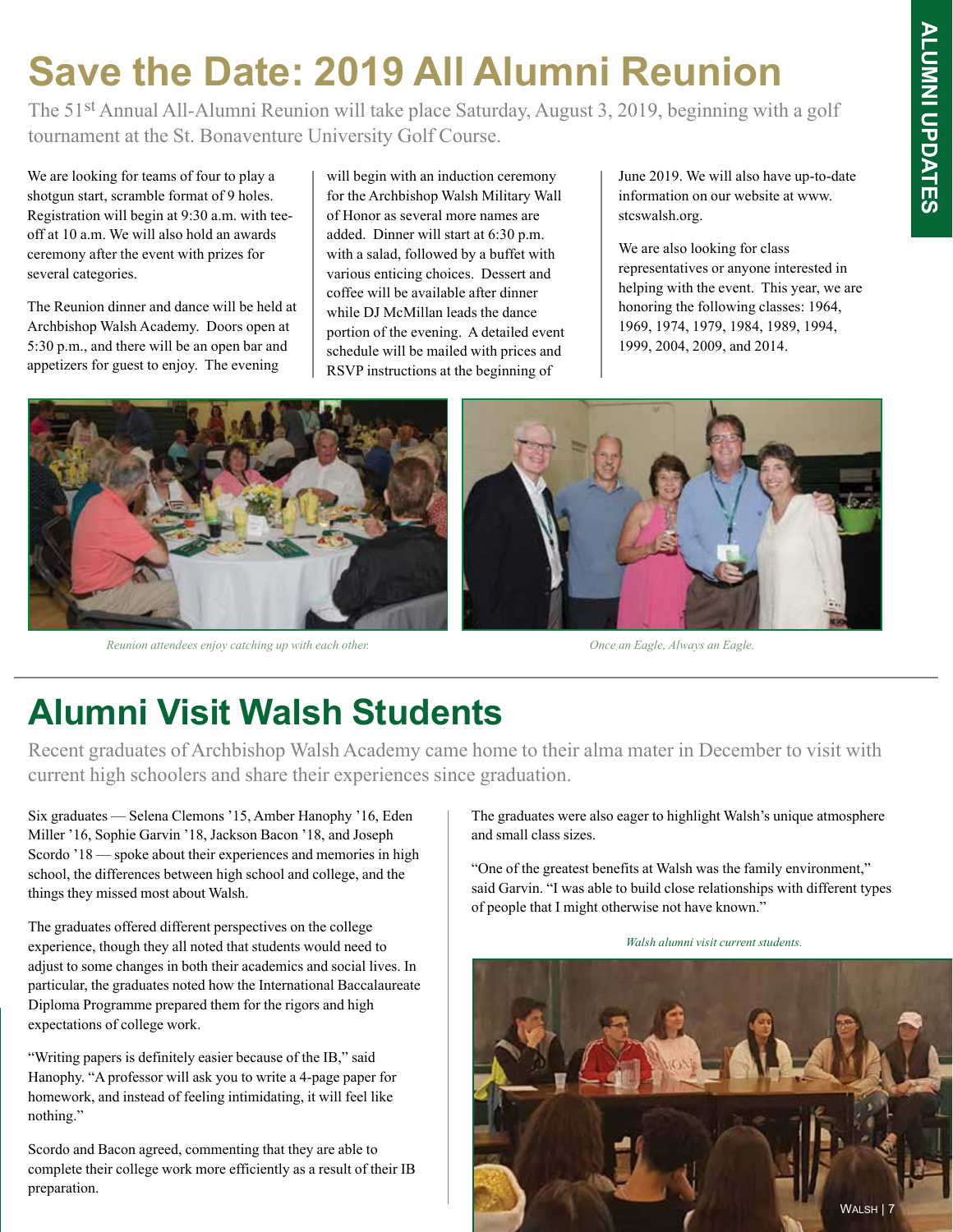# Save the Date: 2019 All Alumni Reunion

The 51st Annual All-Alumni Reunion will take place Saturday, August 3, 2019, beginning with a golf tournament at the St. Bonaventure University Golf Course.

We are looking for teams of four to play a shotgun start, scramble format of 9 holes. Registration will begin at 9:30 a.m. with tee-off at 10 a.m. We will also hold an awards ceremony after the event with prizes for several categories.

The Reunion dinner and dance will be held at Archbishop Walsh Academy. Doors open at 5:30 p.m., and there will be an open bar and appetizers for guest to enjoy. The evening will begin with an induction ceremony for the Archbishop Walsh Military Wall of Honor as several more names are added. Dinner will start at 6:30 p.m. with a salad, followed by a buffet with various enticing choices. Dessert and coffee will be available after dinner while DJ McMillan leads the dance portion of the evening. A detailed event schedule will be mailed with prices and RSVP instructions at the beginning of June 2019. We will also have up-to-date information on our website at www.stcswalsh.org.

We are also looking for class representatives or anyone interested in helping with the event. This year, we are honoring the following classes: 1964, 1969, 1974, 1979, 1984, 1989, 1994, 1999, 2004, 2009, and 2014.

*Reunion attendees enjoy catching up with each other.*

*Once an Eagle, Always an Eagle.*

# Alumni Visit Walsh Students

Recent graduates of Archbishop Walsh Academy came home to their alma mater in December to visit with current high schoolers and share their experiences since graduation.

Six graduates — Selena Clemons '15, Amber Hanophy '16, Eden Miller '16, Sophie Garvin '18, Jackson Bacon '18, and Joseph Scordo '18 — spoke about their experiences and memories in high school, the differences between high school and college, and the things they missed most about Walsh.

The graduates offered different perspectives on the college experience, though they all noted that students would need to adjust to some changes in both their academics and social lives. In particular, the graduates noted how the International Baccalaureate Diploma Programme prepared them for the rigors and high expectations of college work.

"Writing papers is definitely easier because of the IB," said Hanophy. "A professor will ask you to write a 4-page paper for homework, and instead of feeling intimidating, it will feel like nothing."

Scordo and Bacon agreed, commenting that they are able to complete their college work more efficiently as a result of their IB preparation.

The graduates were also eager to highlight Walsh's unique atmosphere and small class sizes.

"One of the greatest benefits at Walsh was the family environment," said Garvin. "I was able to build close relationships with different types of people that I might otherwise not have known."

*Walsh alumni visit current students.*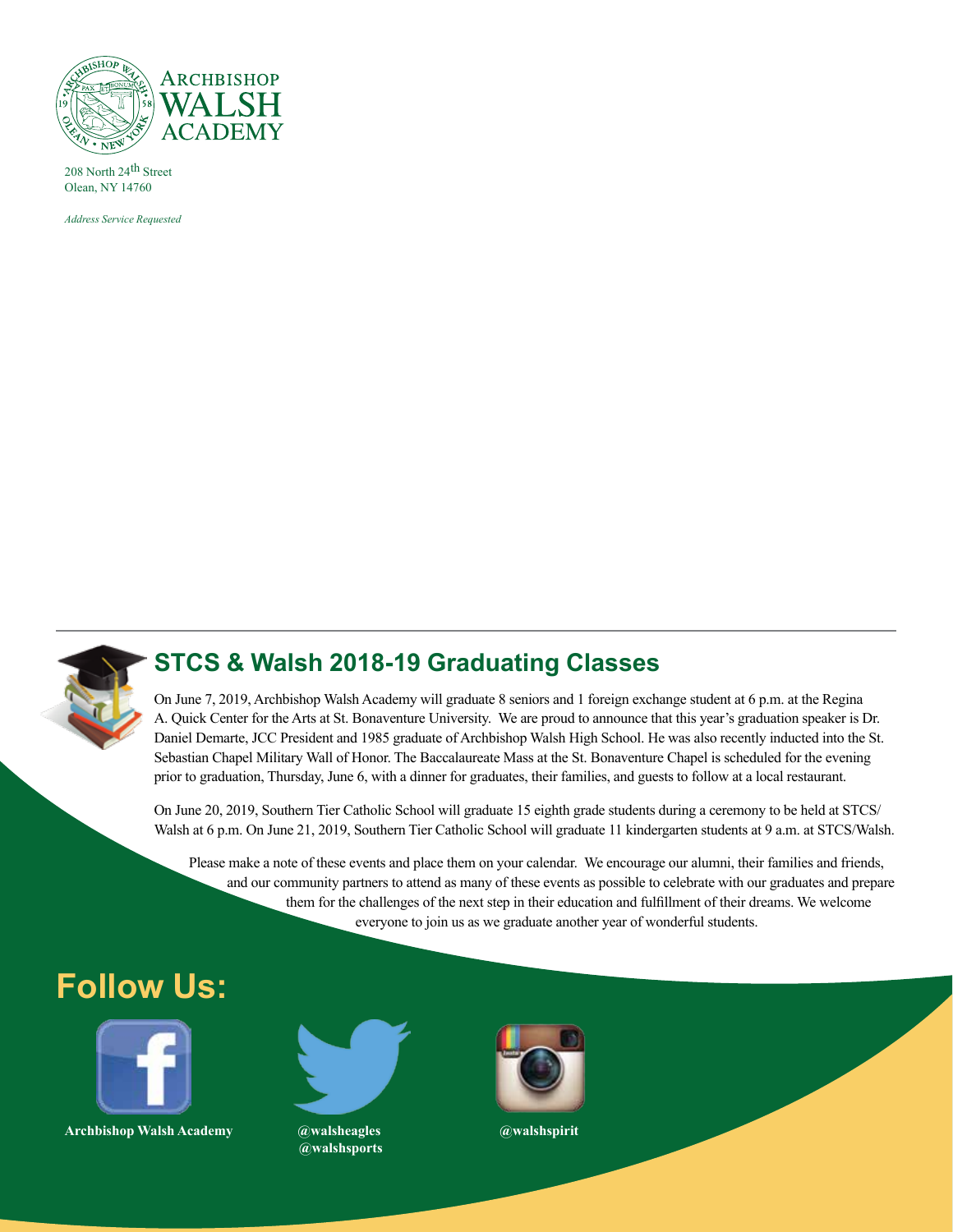ARCHBISHOP WALSH ACADEMY

208 North 24th Street
Olean, NY 14760

*Address Service Requested*

## STCS & Walsh 2018-19 Graduating Classes

On June 7, 2019, Archbishop Walsh Academy will graduate 8 seniors and 1 foreign exchange student at 6 p.m. at the Regina A. Quick Center for the Arts at St. Bonaventure University. We are proud to announce that this year's graduation speaker is Dr. Daniel Demarte, JCC President and 1985 graduate of Archbishop Walsh High School. He was also recently inducted into the St. Sebastian Chapel Military Wall of Honor. The Baccalaureate Mass at the St. Bonaventure Chapel is scheduled for the evening prior to graduation, Thursday, June 6, with a dinner for graduates, their families, and guests to follow at a local restaurant.

On June 20, 2019, Southern Tier Catholic School will graduate 15 eighth grade students during a ceremony to be held at STCS/Walsh at 6 p.m. On June 21, 2019, Southern Tier Catholic School will graduate 11 kindergarten students at 9 a.m. at STCS/Walsh.

Please make a note of these events and place them on your calendar. We encourage our alumni, their families and friends, and our community partners to attend as many of these events as possible to celebrate with our graduates and prepare them for the challenges of the next step in their education and fulfillment of their dreams. We welcome everyone to join us as we graduate another year of wonderful students.

## Follow Us:

**Archbishop Walsh Academy**

**@walsheagles**
**@walshsports**

**@walshspirit**